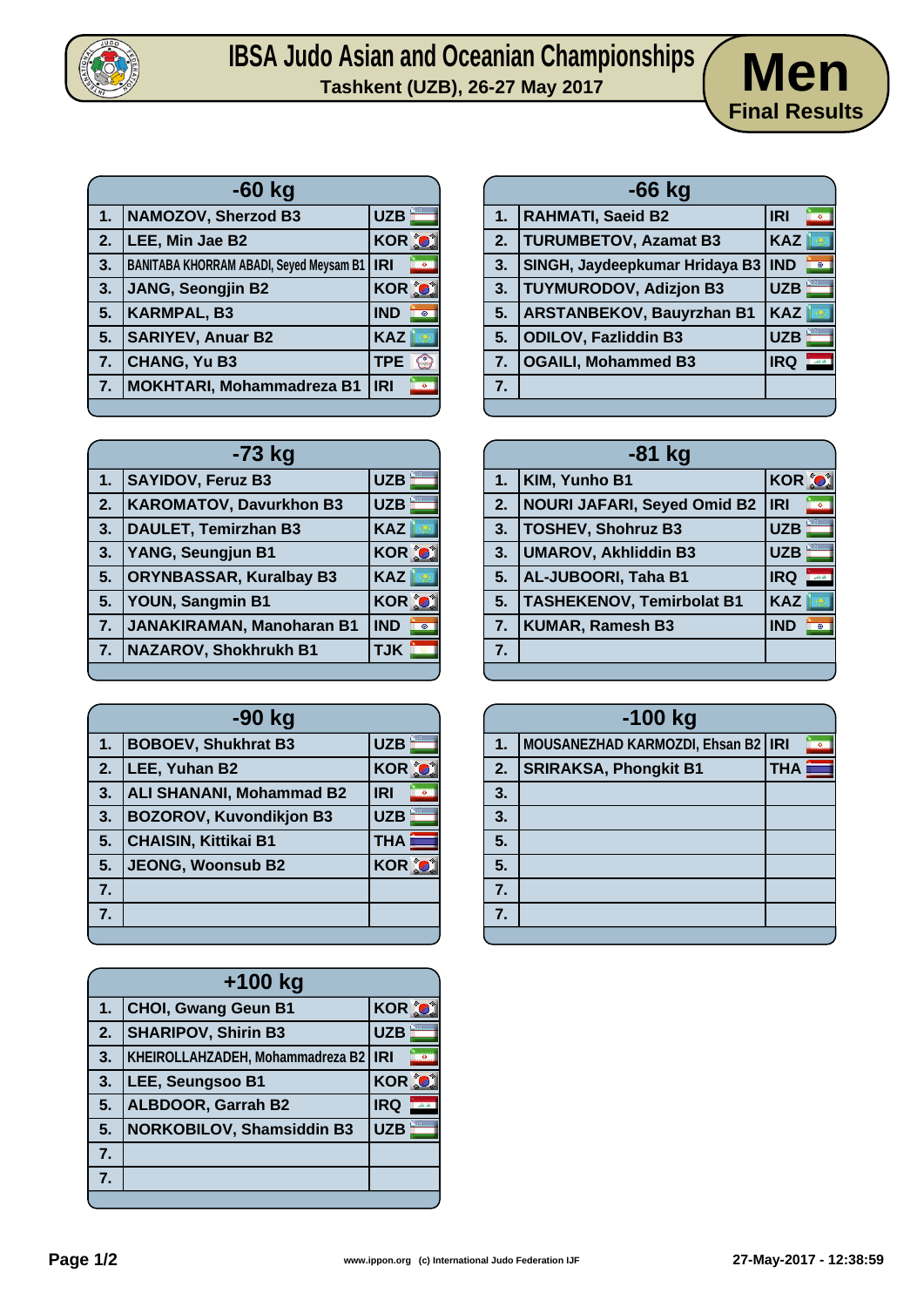# IBSA Judo Asian and Oceanian Championships

**Tashkent (UZB), 26-27 May 2017**

## Men Final Results

| -60 kg | | |
|---|---|---|
| 1. | NAMOZOV, Sherzod B3 | UZB |
| 2. | LEE, Min Jae B2 | KOR |
| 3. | BANITABA KHORRAM ABADI, Seyed Meysam B1 | IRI |
| 3. | JANG, Seongjin B2 | KOR |
| 5. | KARMPAL, B3 | IND |
| 5. | SARIYEV, Anuar B2 | KAZ |
| 7. | CHANG, Yu B3 | TPE |
| 7. | MOKHTARI, Mohammadreza B1 | IRI |

| -66 kg | | |
|---|---|---|
| 1. | RAHMATI, Saeid B2 | IRI |
| 2. | TURUMBETOV, Azamat B3 | KAZ |
| 3. | SINGH, Jaydeepkumar Hridaya B3 | IND |
| 3. | TUYMURODOV, Adizjon B3 | UZB |
| 5. | ARSTANBEKOV, Bauyrzhan B1 | KAZ |
| 5. | ODILOV, Fazliddin B3 | UZB |
| 7. | OGAILI, Mohammed B3 | IRQ |
| 7. | | |

| -73 kg | | |
|---|---|---|
| 1. | SAYIDOV, Feruz B3 | UZB |
| 2. | KAROMATOV, Davurkhon B3 | UZB |
| 3. | DAULET, Temirzhan B3 | KAZ |
| 3. | YANG, Seungjun B1 | KOR |
| 5. | ORYNBASSAR, Kuralbay B3 | KAZ |
| 5. | YOUN, Sangmin B1 | KOR |
| 7. | JANAKIRAMAN, Manoharan B1 | IND |
| 7. | NAZAROV, Shokhrukh B1 | TJK |

| -81 kg | | |
|---|---|---|
| 1. | KIM, Yunho B1 | KOR |
| 2. | NOURI JAFARI, Seyed Omid B2 | IRI |
| 3. | TOSHEV, Shohruz B3 | UZB |
| 3. | UMAROV, Akhliddin B3 | UZB |
| 5. | AL-JUBOORI, Taha B1 | IRQ |
| 5. | TASHEKENOV, Temirbolat B1 | KAZ |
| 7. | KUMAR, Ramesh B3 | IND |
| 7. | | |

| -90 kg | | |
|---|---|---|
| 1. | BOBOEV, Shukhrat B3 | UZB |
| 2. | LEE, Yuhan B2 | KOR |
| 3. | ALI SHANANI, Mohammad B2 | IRI |
| 3. | BOZOROV, Kuvondikjon B3 | UZB |
| 5. | CHAISIN, Kittikai B1 | THA |
| 5. | JEONG, Woonsub B2 | KOR |
| 7. | | |
| 7. | | |

| -100 kg | | |
|---|---|---|
| 1. | MOUSANEZHAD KARMOZDI, Ehsan B2 | IRI |
| 2. | SRIRAKSA, Phongkit B1 | THA |
| 3. | | |
| 3. | | |
| 5. | | |
| 5. | | |
| 7. | | |
| 7. | | |

| +100 kg | | |
|---|---|---|
| 1. | CHOI, Gwang Geun B1 | KOR |
| 2. | SHARIPOV, Shirin B3 | UZB |
| 3. | KHEIROLLAHZADEH, Mohammadreza B2 | IRI |
| 3. | LEE, Seungsoo B1 | KOR |
| 5. | ALBDOOR, Garrah B2 | IRQ |
| 5. | NORKOBILOV, Shamsiddin B3 | UZB |
| 7. | | |
| 7. | | |

www.ippon.org (c) International Judo Federation IJF

27-May-2017 - 12:38:59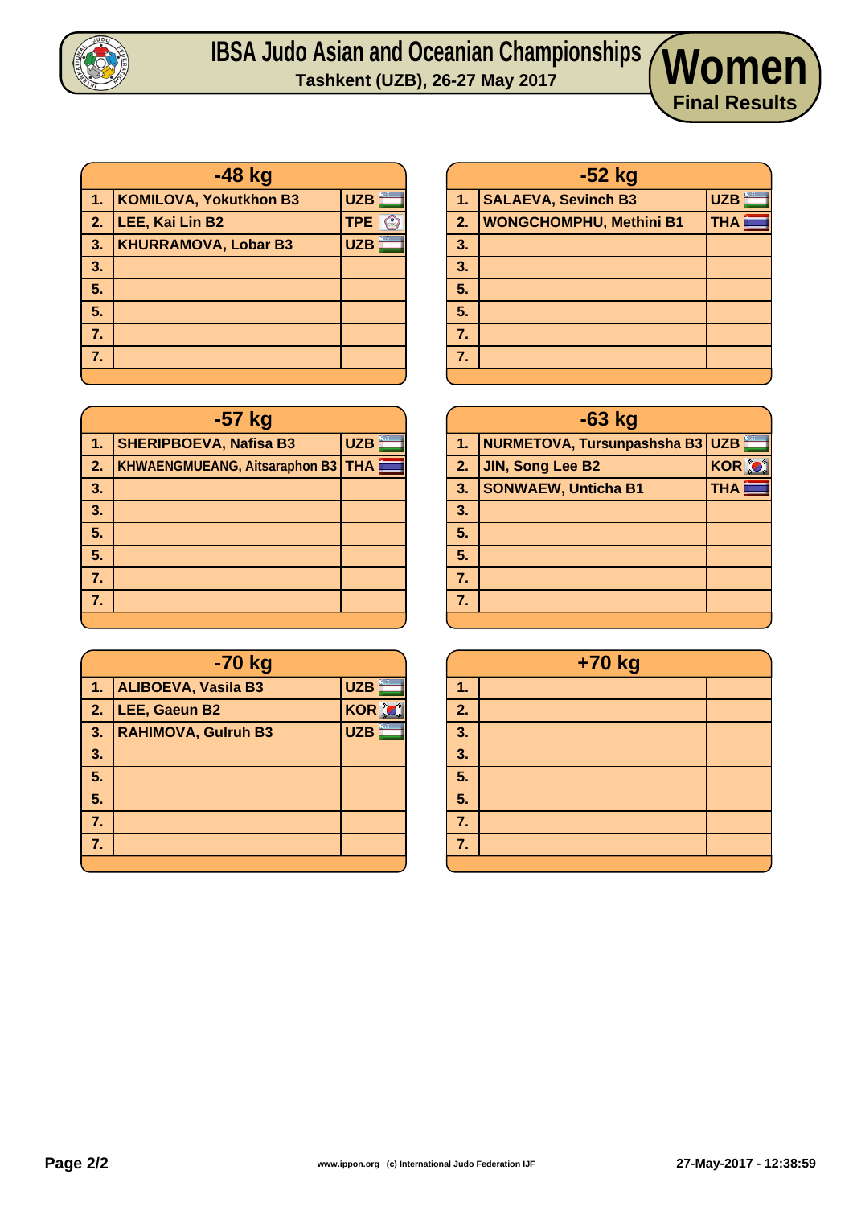# IBSA Judo Asian and Oceanian Championships

**Tashkent (UZB), 26-27 May 2017**

## Women
**Final Results**

### -48 kg

| | | |
|---|---|---|
| 1. | KOMILOVA, Yokutkhon B3 | UZB |
| 2. | LEE, Kai Lin B2 | TPE |
| 3. | KHURRAMOVA, Lobar B3 | UZB |
| 3. | | |
| 5. | | |
| 5. | | |
| 7. | | |
| 7. | | |

### -52 kg

| | | |
|---|---|---|
| 1. | SALAEVA, Sevinch B3 | UZB |
| 2. | WONGCHOMPHU, Methini B1 | THA |
| 3. | | |
| 3. | | |
| 5. | | |
| 5. | | |
| 7. | | |
| 7. | | |

### -57 kg

| | | |
|---|---|---|
| 1. | SHERIPBOEVA, Nafisa B3 | UZB |
| 2. | KHWAENGMUEANG, Aitsaraphon B3 | THA |
| 3. | | |
| 3. | | |
| 5. | | |
| 5. | | |
| 7. | | |
| 7. | | |

### -63 kg

| | | |
|---|---|---|
| 1. | NURMETOVA, Tursunpashsha B3 | UZB |
| 2. | JIN, Song Lee B2 | KOR |
| 3. | SONWAEW, Unticha B1 | THA |
| 3. | | |
| 5. | | |
| 5. | | |
| 7. | | |
| 7. | | |

### -70 kg

| | | |
|---|---|---|
| 1. | ALIBOEVA, Vasila B3 | UZB |
| 2. | LEE, Gaeun B2 | KOR |
| 3. | RAHIMOVA, Gulruh B3 | UZB |
| 3. | | |
| 5. | | |
| 5. | | |
| 7. | | |
| 7. | | |

### +70 kg

| | | |
|---|---|---|
| 1. | | |
| 2. | | |
| 3. | | |
| 3. | | |
| 5. | | |
| 5. | | |
| 7. | | |
| 7. | | |

www.ippon.org (c) International Judo Federation IJF

27-May-2017 - 12:38:59